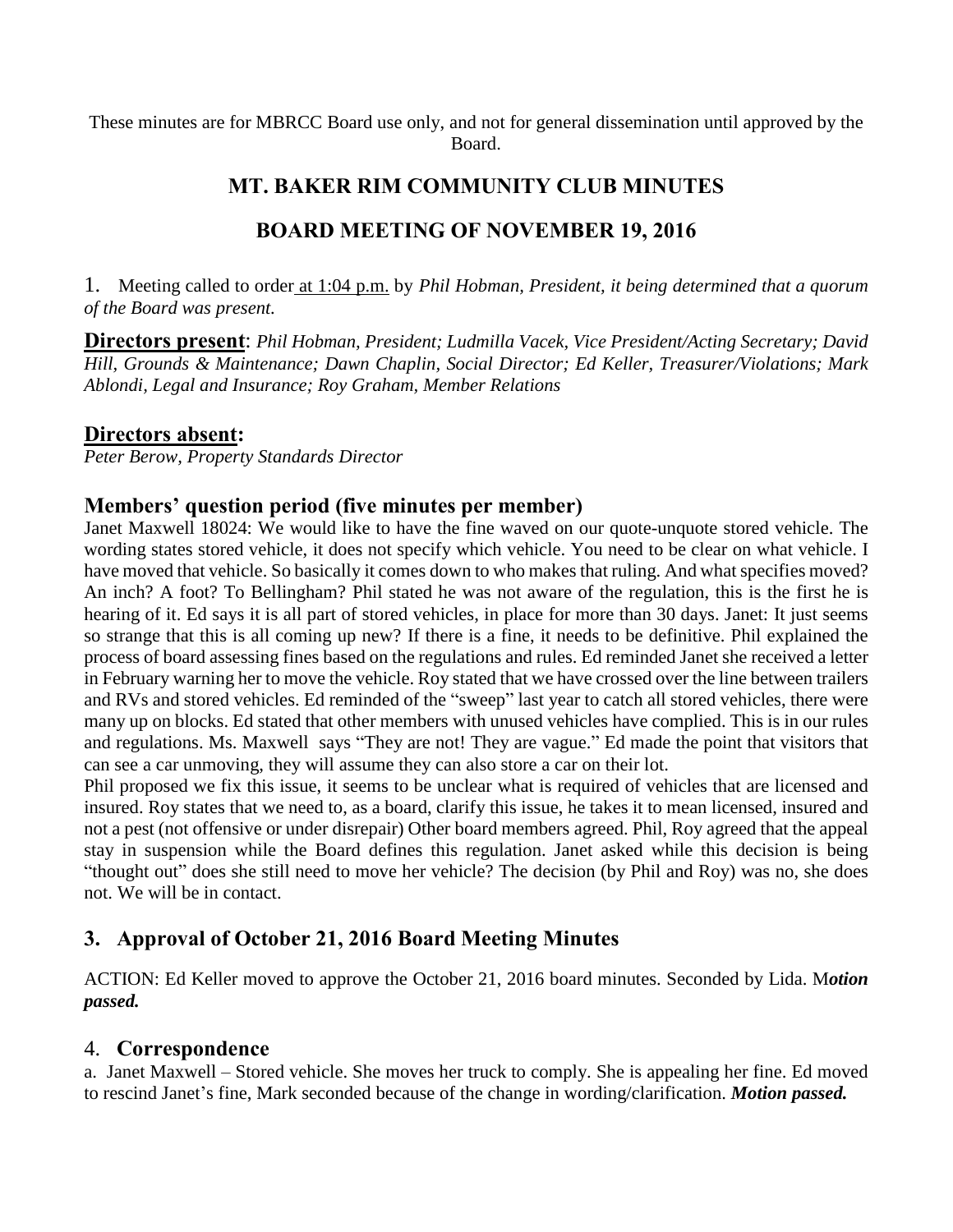These minutes are for MBRCC Board use only, and not for general dissemination until approved by the Board.

# MT. BAKER RIM COMMUNITY CLUB MINUTES

## BOARD MEETING OF NOVEMBER 19, 2016

1. Meeting called to order at 1:04 p.m. by *Phil Hobman, President, it being determined that a quorum of the Board was present.*

**Directors present**: *Phil Hobman, President; Ludmilla Vacek, Vice President/Acting Secretary; David Hill, Grounds & Maintenance; Dawn Chaplin, Social Director; Ed Keller, Treasurer/Violations; Mark Ablondi, Legal and Insurance; Roy Graham, Member Relations*

**Directors absent:**
*Peter Berow, Property Standards Director*

### Members' question period (five minutes per member)

Janet Maxwell 18024: We would like to have the fine waved on our quote-unquote stored vehicle. The wording states stored vehicle, it does not specify which vehicle. You need to be clear on what vehicle. I have moved that vehicle. So basically it comes down to who makes that ruling. And what specifies moved? An inch? A foot? To Bellingham? Phil stated he was not aware of the regulation, this is the first he is hearing of it. Ed says it is all part of stored vehicles, in place for more than 30 days. Janet: It just seems so strange that this is all coming up new? If there is a fine, it needs to be definitive. Phil explained the process of board assessing fines based on the regulations and rules. Ed reminded Janet she received a letter in February warning her to move the vehicle. Roy stated that we have crossed over the line between trailers and RVs and stored vehicles. Ed reminded of the "sweep" last year to catch all stored vehicles, there were many up on blocks. Ed stated that other members with unused vehicles have complied. This is in our rules and regulations. Ms. Maxwell says "They are not! They are vague." Ed made the point that visitors that can see a car unmoving, they will assume they can also store a car on their lot.

Phil proposed we fix this issue, it seems to be unclear what is required of vehicles that are licensed and insured. Roy states that we need to, as a board, clarify this issue, he takes it to mean licensed, insured and not a pest (not offensive or under disrepair) Other board members agreed. Phil, Roy agreed that the appeal stay in suspension while the Board defines this regulation. Janet asked while this decision is being "thought out" does she still need to move her vehicle? The decision (by Phil and Roy) was no, she does not. We will be in contact.

### 3. Approval of October 21, 2016 Board Meeting Minutes

ACTION: Ed Keller moved to approve the October 21, 2016 board minutes. Seconded by Lida. M***otion passed.***

### 4. Correspondence

a. Janet Maxwell – Stored vehicle. She moves her truck to comply. She is appealing her fine. Ed moved to rescind Janet's fine, Mark seconded because of the change in wording/clarification. ***Motion passed.***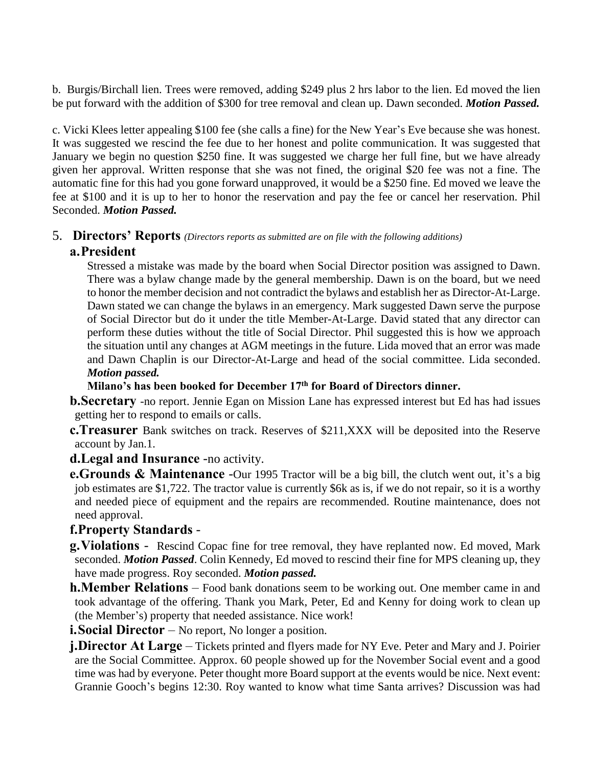b. Burgis/Birchall lien. Trees were removed, adding $249 plus 2 hrs labor to the lien. Ed moved the lien be put forward with the addition of $300 for tree removal and clean up. Dawn seconded. ***Motion Passed.***

c. Vicki Klees letter appealing $100 fee (she calls a fine) for the New Year's Eve because she was honest. It was suggested we rescind the fee due to her honest and polite communication. It was suggested that January we begin no question $250 fine. It was suggested we charge her full fine, but we have already given her approval. Written response that she was not fined, the original $20 fee was not a fine. The automatic fine for this had you gone forward unapproved, it would be a $250 fine. Ed moved we leave the fee at $100 and it is up to her to honor the reservation and pay the fee or cancel her reservation. Phil Seconded. ***Motion Passed.***

## 5. **Directors' Reports** *(Directors reports as submitted are on file with the following additions)*

### a. President

Stressed a mistake was made by the board when Social Director position was assigned to Dawn. There was a bylaw change made by the general membership. Dawn is on the board, but we need to honor the member decision and not contradict the bylaws and establish her as Director-At-Large. Dawn stated we can change the bylaws in an emergency. Mark suggested Dawn serve the purpose of Social Director but do it under the title Member-At-Large. David stated that any director can perform these duties without the title of Social Director. Phil suggested this is how we approach the situation until any changes at AGM meetings in the future. Lida moved that an error was made and Dawn Chaplin is our Director-At-Large and head of the social committee. Lida seconded. ***Motion passed.***

**Milano's has been booked for December 17th for Board of Directors dinner.**

**b. Secretary** -no report. Jennie Egan on Mission Lane has expressed interest but Ed has had issues getting her to respond to emails or calls.

**c. Treasurer** Bank switches on track. Reserves of $211,XXX will be deposited into the Reserve account by Jan.1.

**d. Legal and Insurance** -no activity.

**e. Grounds & Maintenance** -Our 1995 Tractor will be a big bill, the clutch went out, it's a big job estimates are $1,722. The tractor value is currently $6k as is, if we do not repair, so it is a worthy and needed piece of equipment and the repairs are recommended. Routine maintenance, does not need approval.

**f. Property Standards** -

**g. Violations -** Rescind Copac fine for tree removal, they have replanted now. Ed moved, Mark seconded. ***Motion Passed***. Colin Kennedy, Ed moved to rescind their fine for MPS cleaning up, they have made progress. Roy seconded. ***Motion passed.***

**h. Member Relations** – Food bank donations seem to be working out. One member came in and took advantage of the offering. Thank you Mark, Peter, Ed and Kenny for doing work to clean up (the Member's) property that needed assistance. Nice work!

**i. Social Director** – No report, No longer a position.

**j. Director At Large** – Tickets printed and flyers made for NY Eve. Peter and Mary and J. Poirier are the Social Committee. Approx. 60 people showed up for the November Social event and a good time was had by everyone. Peter thought more Board support at the events would be nice. Next event: Grannie Gooch's begins 12:30. Roy wanted to know what time Santa arrives? Discussion was had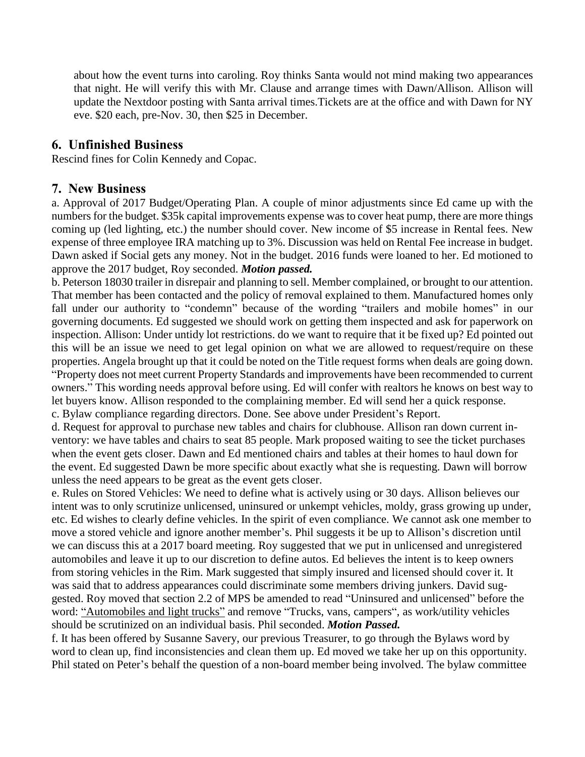about how the event turns into caroling. Roy thinks Santa would not mind making two appearances that night. He will verify this with Mr. Clause and arrange times with Dawn/Allison. Allison will update the Nextdoor posting with Santa arrival times.Tickets are at the office and with Dawn for NY eve. $20 each, pre-Nov. 30, then $25 in December.

## 6. Unfinished Business

Rescind fines for Colin Kennedy and Copac.

## 7. New Business

a. Approval of 2017 Budget/Operating Plan. A couple of minor adjustments since Ed came up with the numbers for the budget. $35k capital improvements expense was to cover heat pump, there are more things coming up (led lighting, etc.) the number should cover. New income of $5 increase in Rental fees. New expense of three employee IRA matching up to 3%. Discussion was held on Rental Fee increase in budget. Dawn asked if Social gets any money. Not in the budget. 2016 funds were loaned to her. Ed motioned to approve the 2017 budget, Roy seconded. ***Motion passed.***

b. Peterson 18030 trailer in disrepair and planning to sell. Member complained, or brought to our attention. That member has been contacted and the policy of removal explained to them. Manufactured homes only fall under our authority to "condemn" because of the wording "trailers and mobile homes" in our governing documents. Ed suggested we should work on getting them inspected and ask for paperwork on inspection. Allison: Under untidy lot restrictions. do we want to require that it be fixed up? Ed pointed out this will be an issue we need to get legal opinion on what we are allowed to request/require on these properties. Angela brought up that it could be noted on the Title request forms when deals are going down. "Property does not meet current Property Standards and improvements have been recommended to current owners." This wording needs approval before using. Ed will confer with realtors he knows on best way to let buyers know. Allison responded to the complaining member. Ed will send her a quick response.

c. Bylaw compliance regarding directors. Done. See above under President's Report.

d. Request for approval to purchase new tables and chairs for clubhouse. Allison ran down current inventory: we have tables and chairs to seat 85 people. Mark proposed waiting to see the ticket purchases when the event gets closer. Dawn and Ed mentioned chairs and tables at their homes to haul down for the event. Ed suggested Dawn be more specific about exactly what she is requesting. Dawn will borrow unless the need appears to be great as the event gets closer.

e. Rules on Stored Vehicles: We need to define what is actively using or 30 days. Allison believes our intent was to only scrutinize unlicensed, uninsured or unkempt vehicles, moldy, grass growing up under, etc. Ed wishes to clearly define vehicles. In the spirit of even compliance. We cannot ask one member to move a stored vehicle and ignore another member's. Phil suggests it be up to Allison's discretion until we can discuss this at a 2017 board meeting. Roy suggested that we put in unlicensed and unregistered automobiles and leave it up to our discretion to define autos. Ed believes the intent is to keep owners from storing vehicles in the Rim. Mark suggested that simply insured and licensed should cover it. It was said that to address appearances could discriminate some members driving junkers. David suggested. Roy moved that section 2.2 of MPS be amended to read "Uninsured and unlicensed" before the word: "Automobiles and light trucks" and remove "Trucks, vans, campers", as work/utility vehicles should be scrutinized on an individual basis. Phil seconded. ***Motion Passed.***

f. It has been offered by Susanne Savery, our previous Treasurer, to go through the Bylaws word by word to clean up, find inconsistencies and clean them up. Ed moved we take her up on this opportunity. Phil stated on Peter's behalf the question of a non-board member being involved. The bylaw committee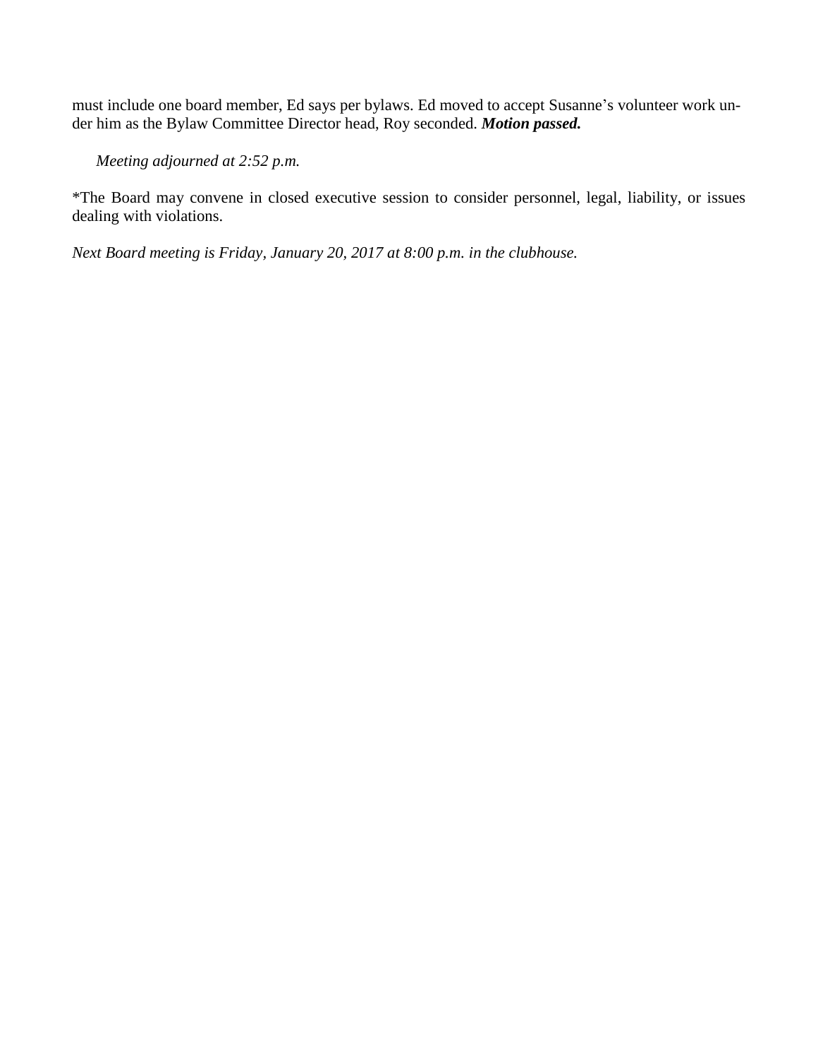must include one board member, Ed says per bylaws. Ed moved to accept Susanne's volunteer work under him as the Bylaw Committee Director head, Roy seconded. ***Motion passed.***

*Meeting adjourned at 2:52 p.m.*

*The Board may convene in closed executive session to consider personnel, legal, liability, or issues dealing with violations.

*Next Board meeting is Friday, January 20, 2017 at 8:00 p.m. in the clubhouse.*